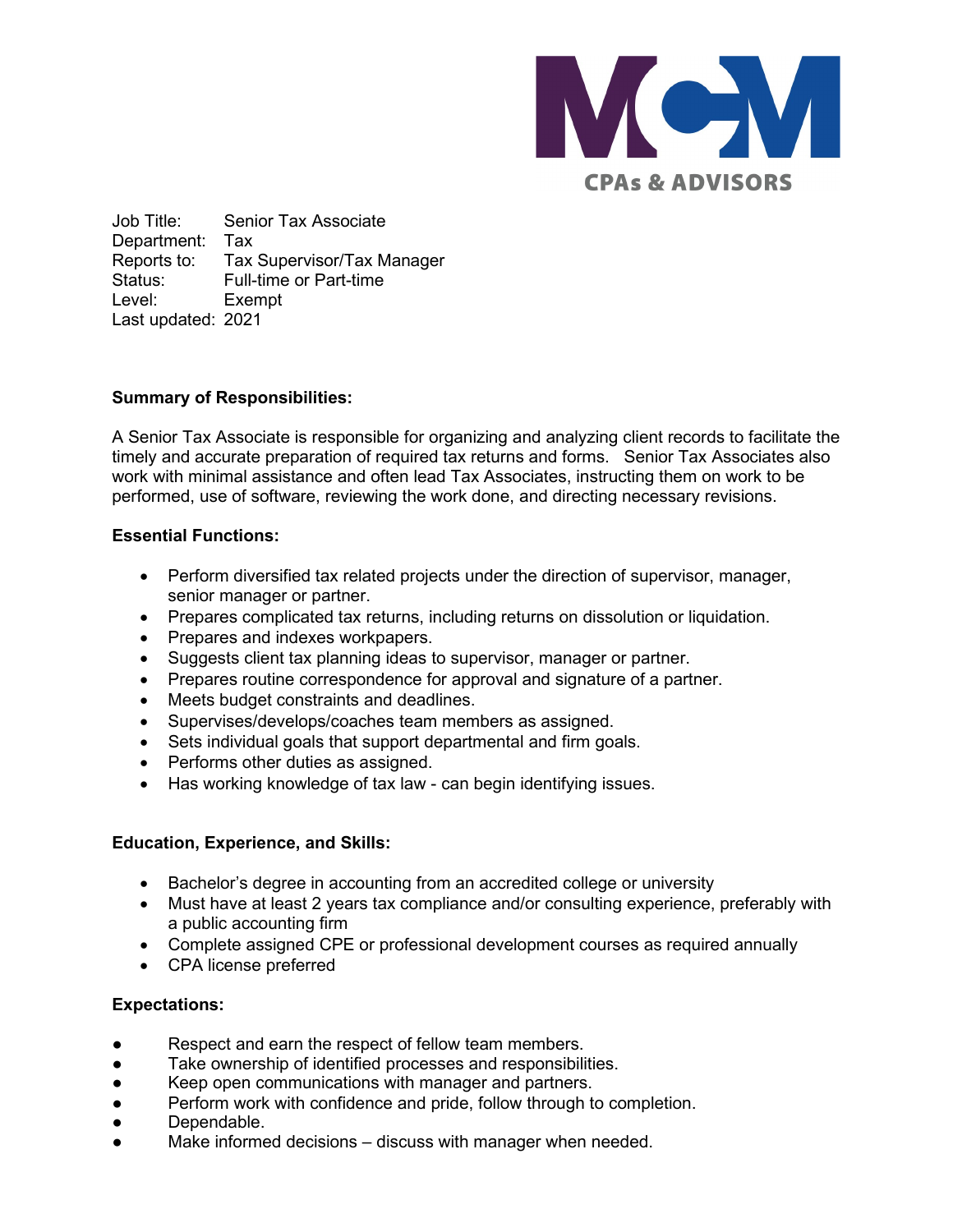MCM CPAs & ADVISORS

Job Title: Senior Tax Associate
Department: Tax
Reports to: Tax Supervisor/Tax Manager
Status: Full-time or Part-time
Level: Exempt
Last updated: 2021

**Summary of Responsibilities:**

A Senior Tax Associate is responsible for organizing and analyzing client records to facilitate the timely and accurate preparation of required tax returns and forms. Senior Tax Associates also work with minimal assistance and often lead Tax Associates, instructing them on work to be performed, use of software, reviewing the work done, and directing necessary revisions.

**Essential Functions:**

- Perform diversified tax related projects under the direction of supervisor, manager, senior manager or partner.
- Prepares complicated tax returns, including returns on dissolution or liquidation.
- Prepares and indexes workpapers.
- Suggests client tax planning ideas to supervisor, manager or partner.
- Prepares routine correspondence for approval and signature of a partner.
- Meets budget constraints and deadlines.
- Supervises/develops/coaches team members as assigned.
- Sets individual goals that support departmental and firm goals.
- Performs other duties as assigned.
- Has working knowledge of tax law - can begin identifying issues.

**Education, Experience, and Skills:**

- Bachelor's degree in accounting from an accredited college or university
- Must have at least 2 years tax compliance and/or consulting experience, preferably with a public accounting firm
- Complete assigned CPE or professional development courses as required annually
- CPA license preferred

**Expectations:**

- Respect and earn the respect of fellow team members.
- Take ownership of identified processes and responsibilities.
- Keep open communications with manager and partners.
- Perform work with confidence and pride, follow through to completion.
- Dependable.
- Make informed decisions – discuss with manager when needed.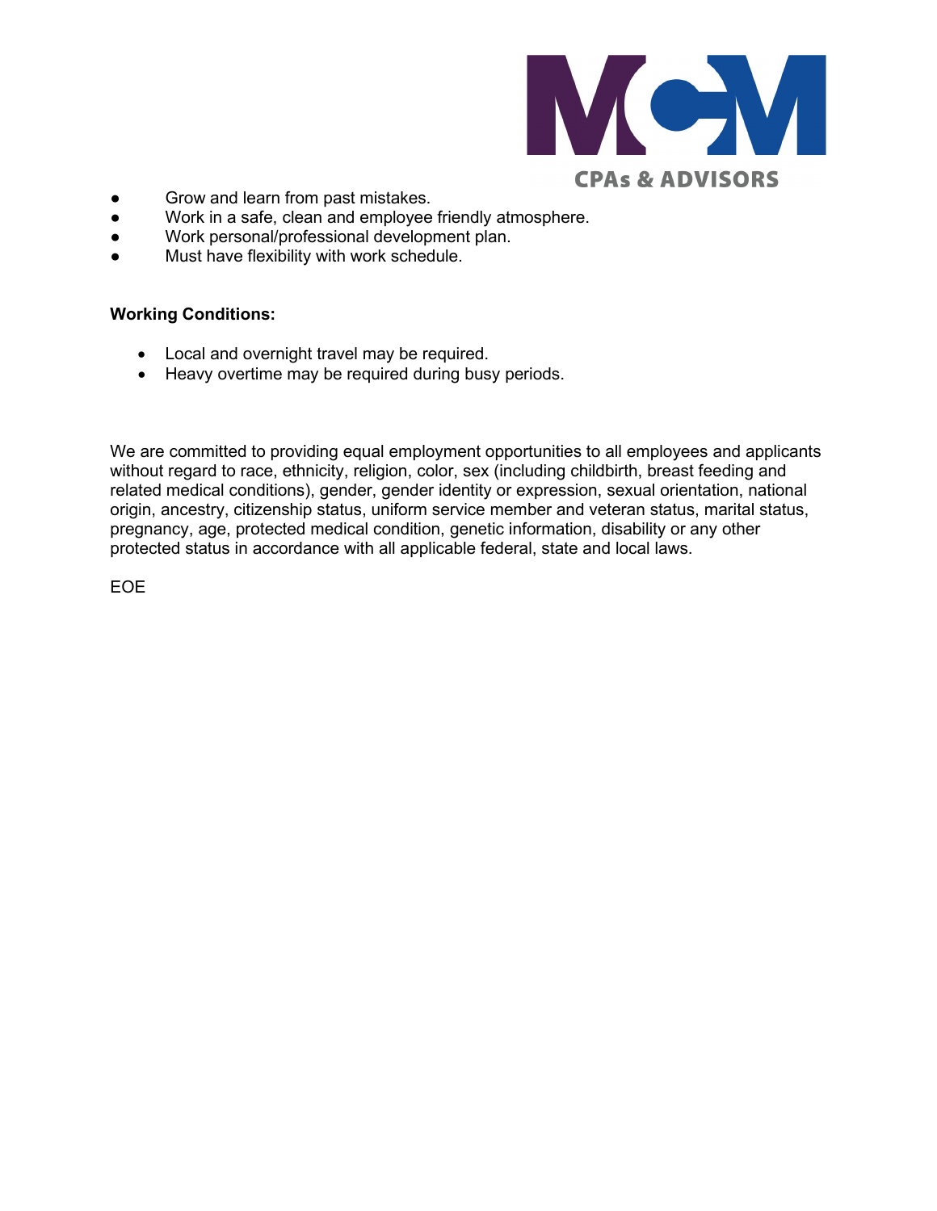- Grow and learn from past mistakes.
- Work in a safe, clean and employee friendly atmosphere.
- Work personal/professional development plan.
- Must have flexibility with work schedule.

**Working Conditions:**

- Local and overnight travel may be required.
- Heavy overtime may be required during busy periods.

We are committed to providing equal employment opportunities to all employees and applicants without regard to race, ethnicity, religion, color, sex (including childbirth, breast feeding and related medical conditions), gender, gender identity or expression, sexual orientation, national origin, ancestry, citizenship status, uniform service member and veteran status, marital status, pregnancy, age, protected medical condition, genetic information, disability or any other protected status in accordance with all applicable federal, state and local laws.

EOE